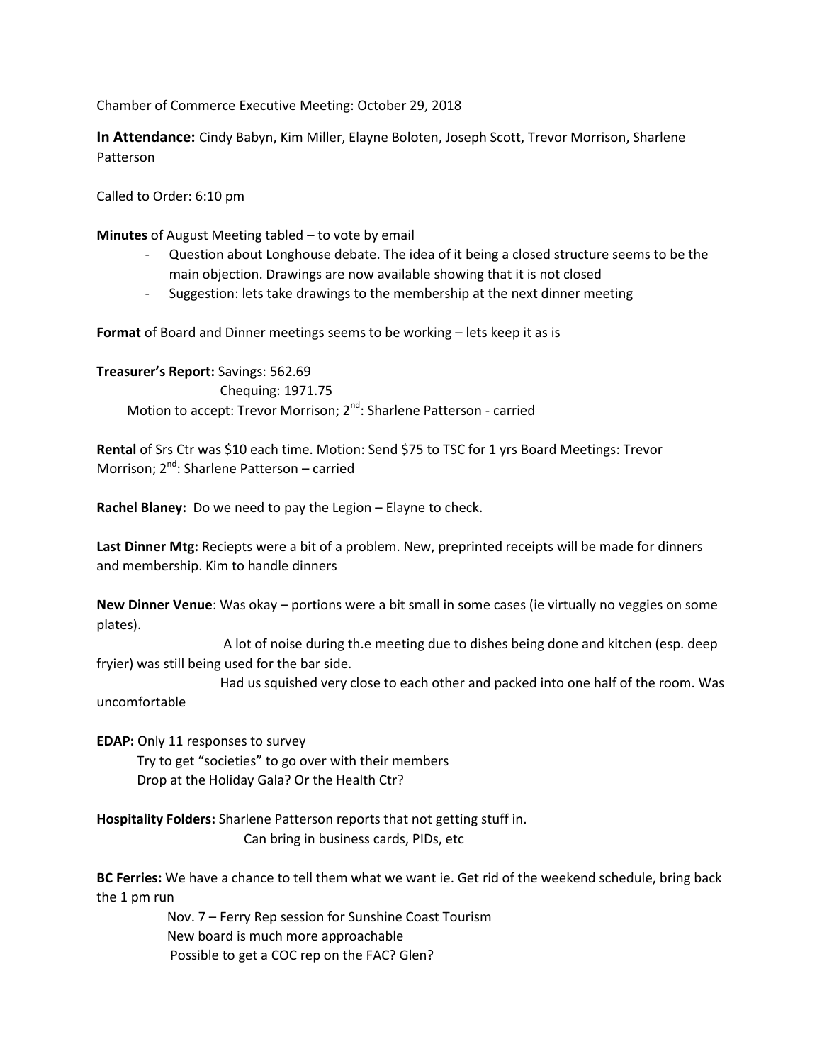Chamber of Commerce Executive Meeting: October 29, 2018

**In Attendance:** Cindy Babyn, Kim Miller, Elayne Boloten, Joseph Scott, Trevor Morrison, Sharlene Patterson

Called to Order: 6:10 pm

**Minutes** of August Meeting tabled – to vote by email

- Question about Longhouse debate. The idea of it being a closed structure seems to be the main objection. Drawings are now available showing that it is not closed
- Suggestion: lets take drawings to the membership at the next dinner meeting

**Format** of Board and Dinner meetings seems to be working – lets keep it as is

**Treasurer's Report:** Savings: 562.69
Chequing: 1971.75
Motion to accept: Trevor Morrison; 2nd: Sharlene Patterson - carried

**Rental** of Srs Ctr was $10 each time. Motion: Send $75 to TSC for 1 yrs Board Meetings: Trevor Morrison; 2nd: Sharlene Patterson – carried

**Rachel Blaney:** Do we need to pay the Legion – Elayne to check.

**Last Dinner Mtg:** Reciepts were a bit of a problem. New, preprinted receipts will be made for dinners and membership. Kim to handle dinners

**New Dinner Venue**: Was okay – portions were a bit small in some cases (ie virtually no veggies on some plates).
A lot of noise during th.e meeting due to dishes being done and kitchen (esp. deep fryier) was still being used for the bar side.
Had us squished very close to each other and packed into one half of the room. Was uncomfortable

**EDAP:** Only 11 responses to survey
Try to get "societies" to go over with their members
Drop at the Holiday Gala? Or the Health Ctr?

**Hospitality Folders:** Sharlene Patterson reports that not getting stuff in.
Can bring in business cards, PIDs, etc

**BC Ferries:** We have a chance to tell them what we want ie. Get rid of the weekend schedule, bring back the 1 pm run
Nov. 7 – Ferry Rep session for Sunshine Coast Tourism
New board is much more approachable
Possible to get a COC rep on the FAC? Glen?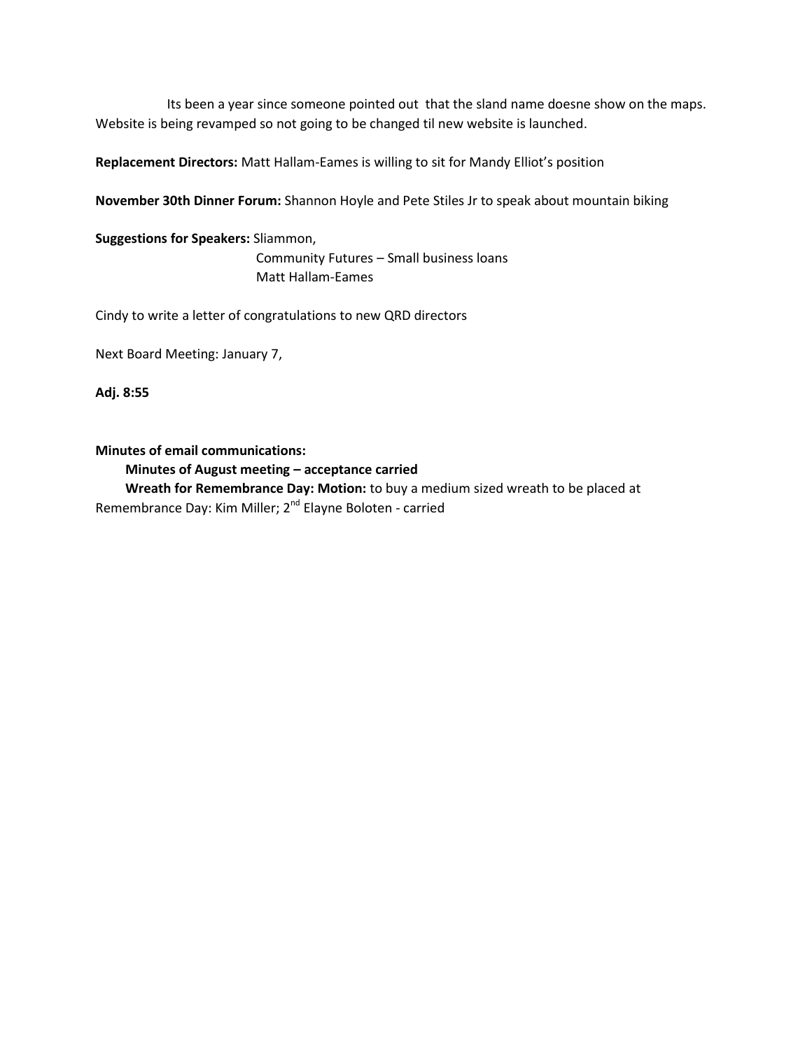Its been a year since someone pointed out that the sland name doesne show on the maps. Website is being revamped so not going to be changed til new website is launched.

**Replacement Directors:** Matt Hallam-Eames is willing to sit for Mandy Elliot's position

**November 30th Dinner Forum:** Shannon Hoyle and Pete Stiles Jr to speak about mountain biking

**Suggestions for Speakers:** Sliammon,
Community Futures – Small business loans
Matt Hallam-Eames

Cindy to write a letter of congratulations to new QRD directors

Next Board Meeting: January 7,

**Adj. 8:55**

**Minutes of email communications:**

**Minutes of August meeting – acceptance carried**

**Wreath for Remembrance Day: Motion:** to buy a medium sized wreath to be placed at Remembrance Day: Kim Miller; 2nd Elayne Boloten - carried